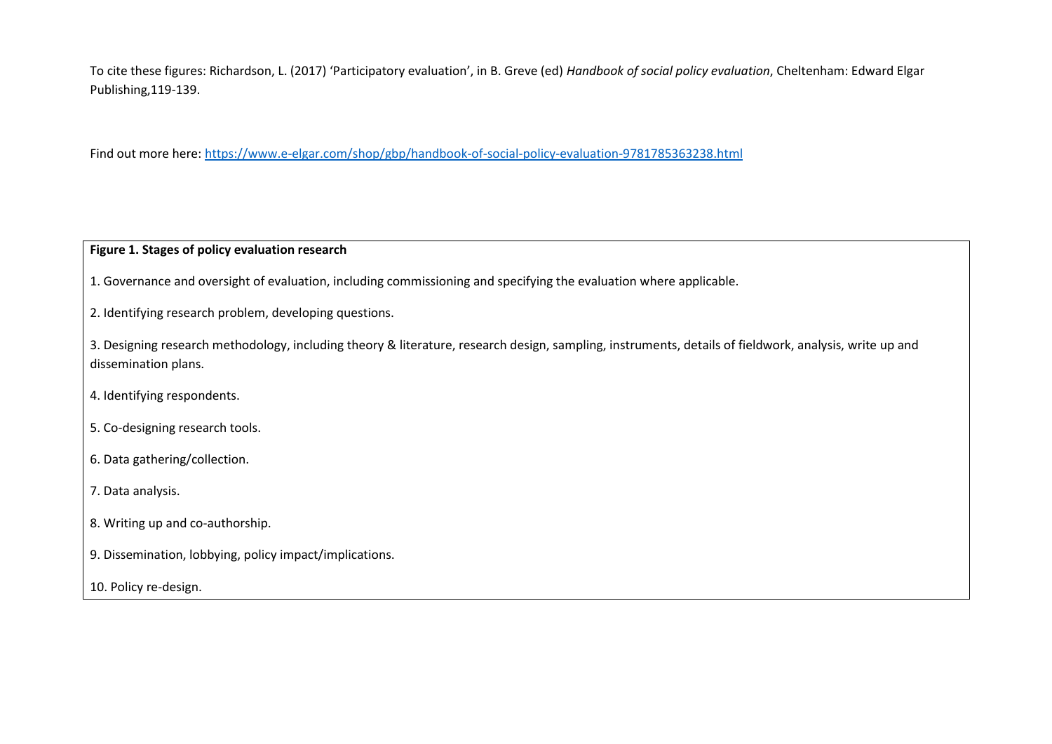To cite these figures: Richardson, L. (2017) 'Participatory evaluation', in B. Greve (ed) *Handbook of social policy evaluation*, Cheltenham: Edward Elgar Publishing,119-139.

Find out more here: https://www.e-elgar.com/shop/gbp/handbook-of-social-policy-evaluation-9781785363238.html

**Figure 1. Stages of policy evaluation research**

1. Governance and oversight of evaluation, including commissioning and specifying the evaluation where applicable.

2. Identifying research problem, developing questions.

3. Designing research methodology, including theory & literature, research design, sampling, instruments, details of fieldwork, analysis, write up and dissemination plans.

4. Identifying respondents.

5. Co-designing research tools.

6. Data gathering/collection.

7. Data analysis.

8. Writing up and co-authorship.

9. Dissemination, lobbying, policy impact/implications.

10. Policy re-design.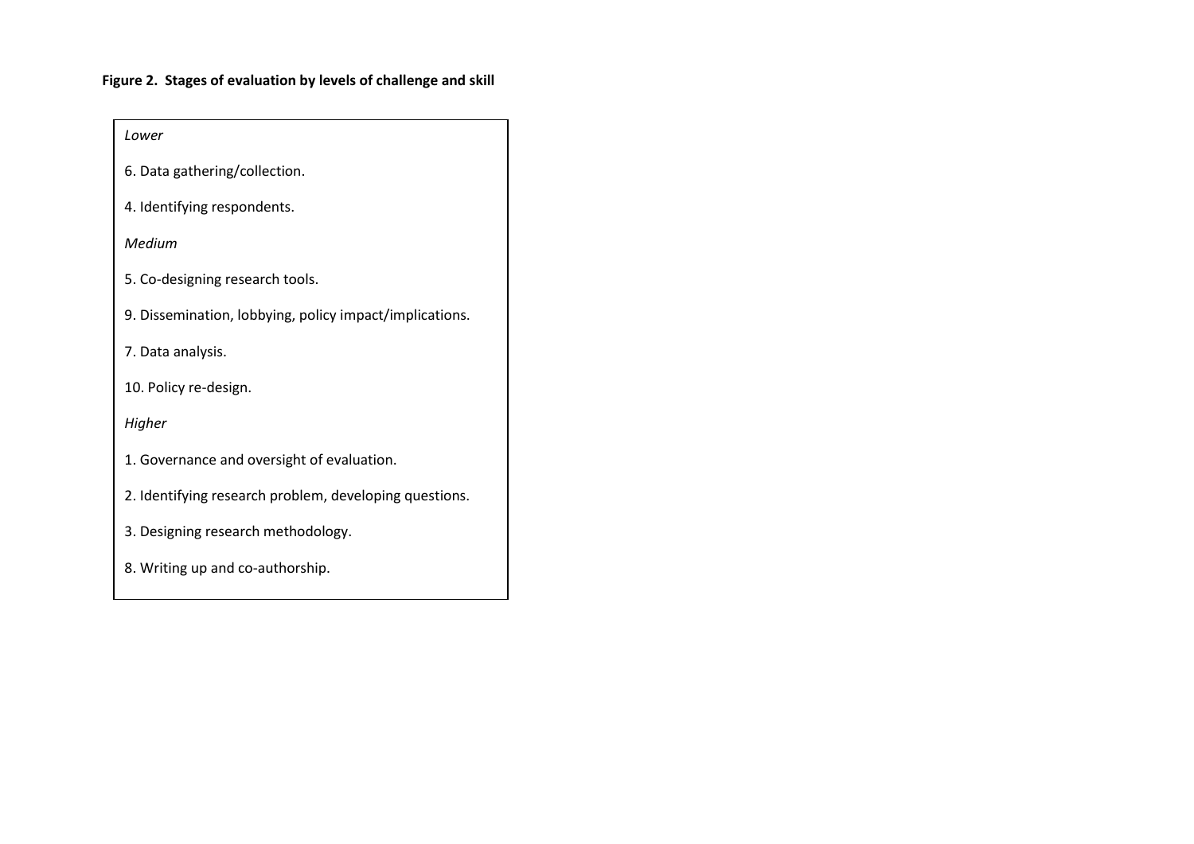**Figure 2. Stages of evaluation by levels of challenge and skill**

*Lower*

6. Data gathering/collection.

4. Identifying respondents.

*Medium*

5. Co-designing research tools.

9. Dissemination, lobbying, policy impact/implications.

7. Data analysis.

10. Policy re-design.

*Higher*

1. Governance and oversight of evaluation.

2. Identifying research problem, developing questions.

3. Designing research methodology.

8. Writing up and co-authorship.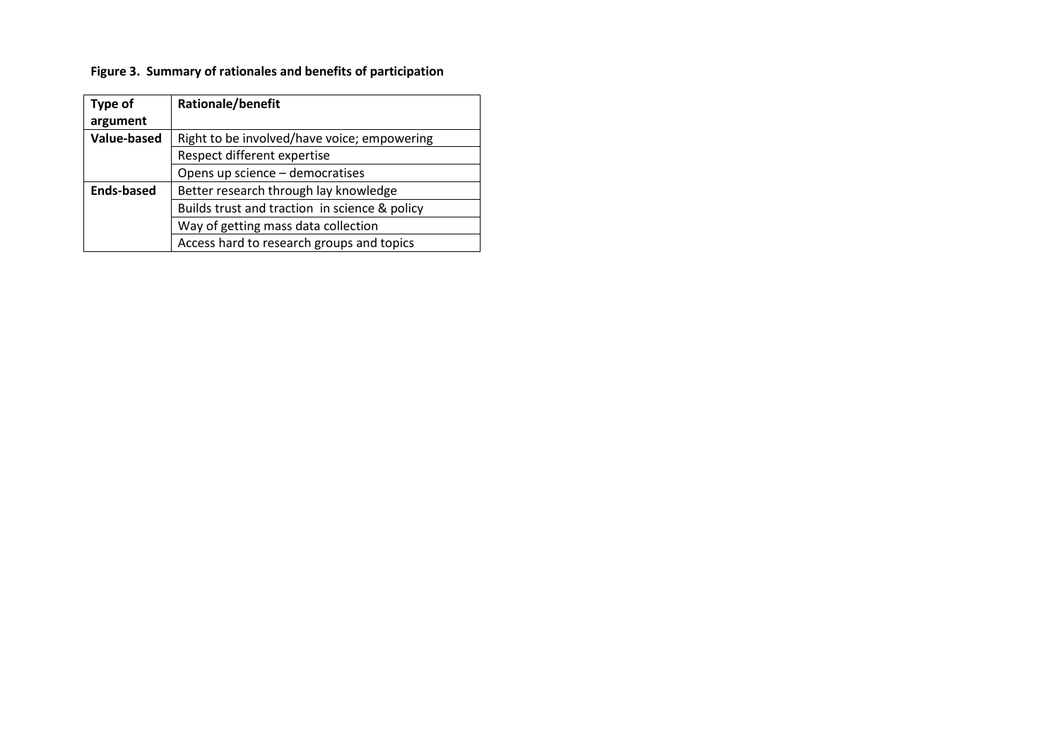**Figure 3. Summary of rationales and benefits of participation**

| Type of argument | Rationale/benefit |
|---|---|
| **Value-based** | Right to be involved/have voice; empowering |
| | Respect different expertise |
| | Opens up science – democratises |
| **Ends-based** | Better research through lay knowledge |
| | Builds trust and traction in science & policy |
| | Way of getting mass data collection |
| | Access hard to research groups and topics |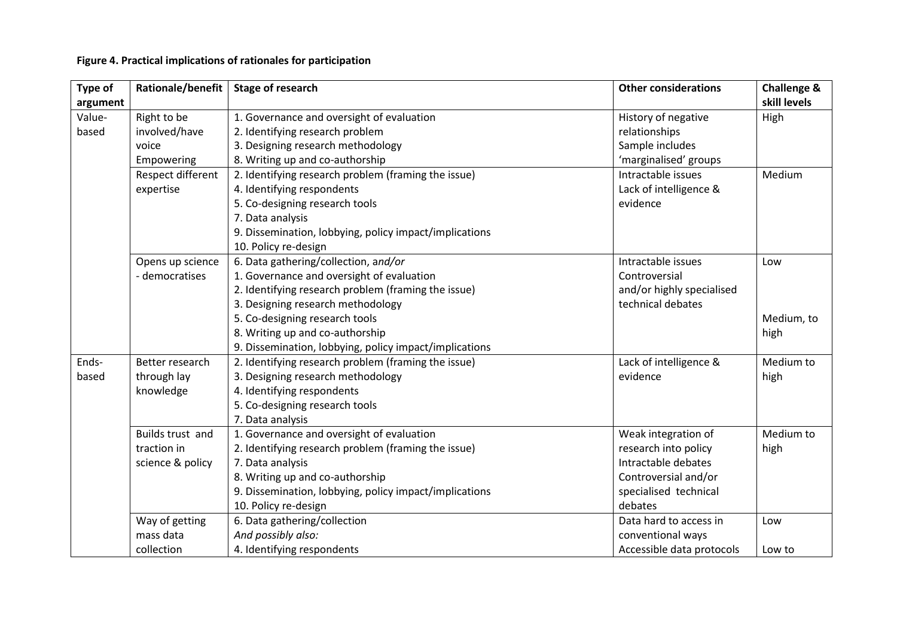**Figure 4. Practical implications of rationales for participation**

| Type of argument | Rationale/benefit | Stage of research | Other considerations | Challenge & skill levels |
|---|---|---|---|---|
| Value-based | Right to be involved/have voice Empowering | 1. Governance and oversight of evaluation<br>2. Identifying research problem<br>3. Designing research methodology<br>8. Writing up and co-authorship | History of negative relationships<br>Sample includes 'marginalised' groups | High |
| | Respect different expertise | 2. Identifying research problem (framing the issue)<br>4. Identifying respondents<br>5. Co-designing research tools<br>7. Data analysis<br>9. Dissemination, lobbying, policy impact/implications<br>10. Policy re-design | Intractable issues<br>Lack of intelligence & evidence | Medium |
| | Opens up science - democratises | 6. Data gathering/collection, a*nd/or*<br>1. Governance and oversight of evaluation<br>2. Identifying research problem (framing the issue)<br>3. Designing research methodology<br>5. Co-designing research tools<br>8. Writing up and co-authorship<br>9. Dissemination, lobbying, policy impact/implications | Intractable issues<br>Controversial and/or highly specialised technical debates | Low<br><br><br><br>Medium, to high |
| Ends-based | Better research through lay knowledge | 2. Identifying research problem (framing the issue)<br>3. Designing research methodology<br>4. Identifying respondents<br>5. Co-designing research tools<br>7. Data analysis | Lack of intelligence & evidence | Medium to high |
| | Builds trust and traction in science & policy | 1. Governance and oversight of evaluation<br>2. Identifying research problem (framing the issue)<br>7. Data analysis<br>8. Writing up and co-authorship<br>9. Dissemination, lobbying, policy impact/implications<br>10. Policy re-design | Weak integration of research into policy<br>Intractable debates<br>Controversial and/or specialised technical debates | Medium to high |
| | Way of getting mass data collection | 6. Data gathering/collection<br>*And possibly also:*<br>4. Identifying respondents | Data hard to access in conventional ways<br>Accessible data protocols | Low<br><br>Low to |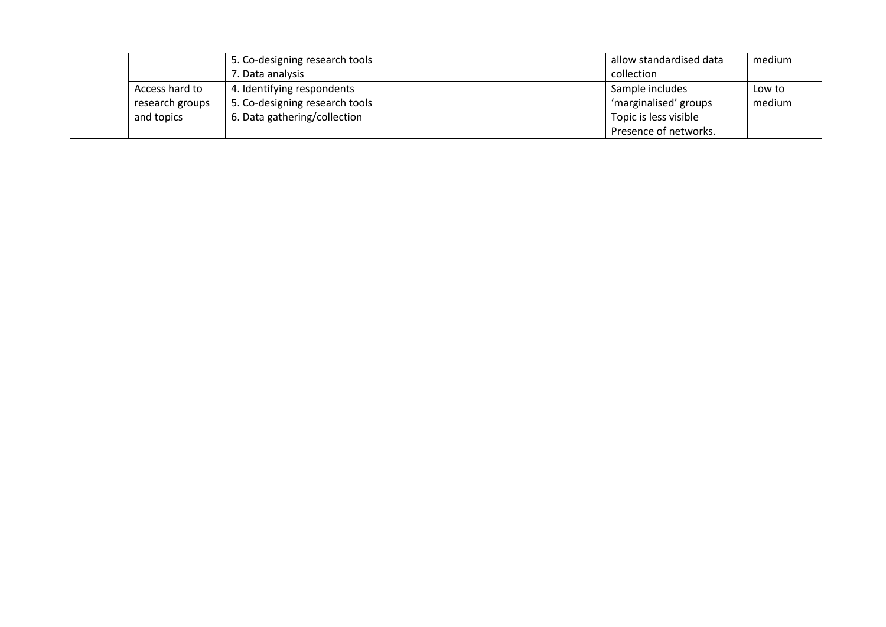|  |  |  |  |  |
|---|---|---|---|---|
|  |  | 5. Co-designing research tools<br>7. Data analysis | allow standardised data collection | medium |
|  | Access hard to research groups and topics | 4. Identifying respondents<br>5. Co-designing research tools<br>6. Data gathering/collection | Sample includes 'marginalised' groups<br>Topic is less visible<br>Presence of networks. | Low to medium |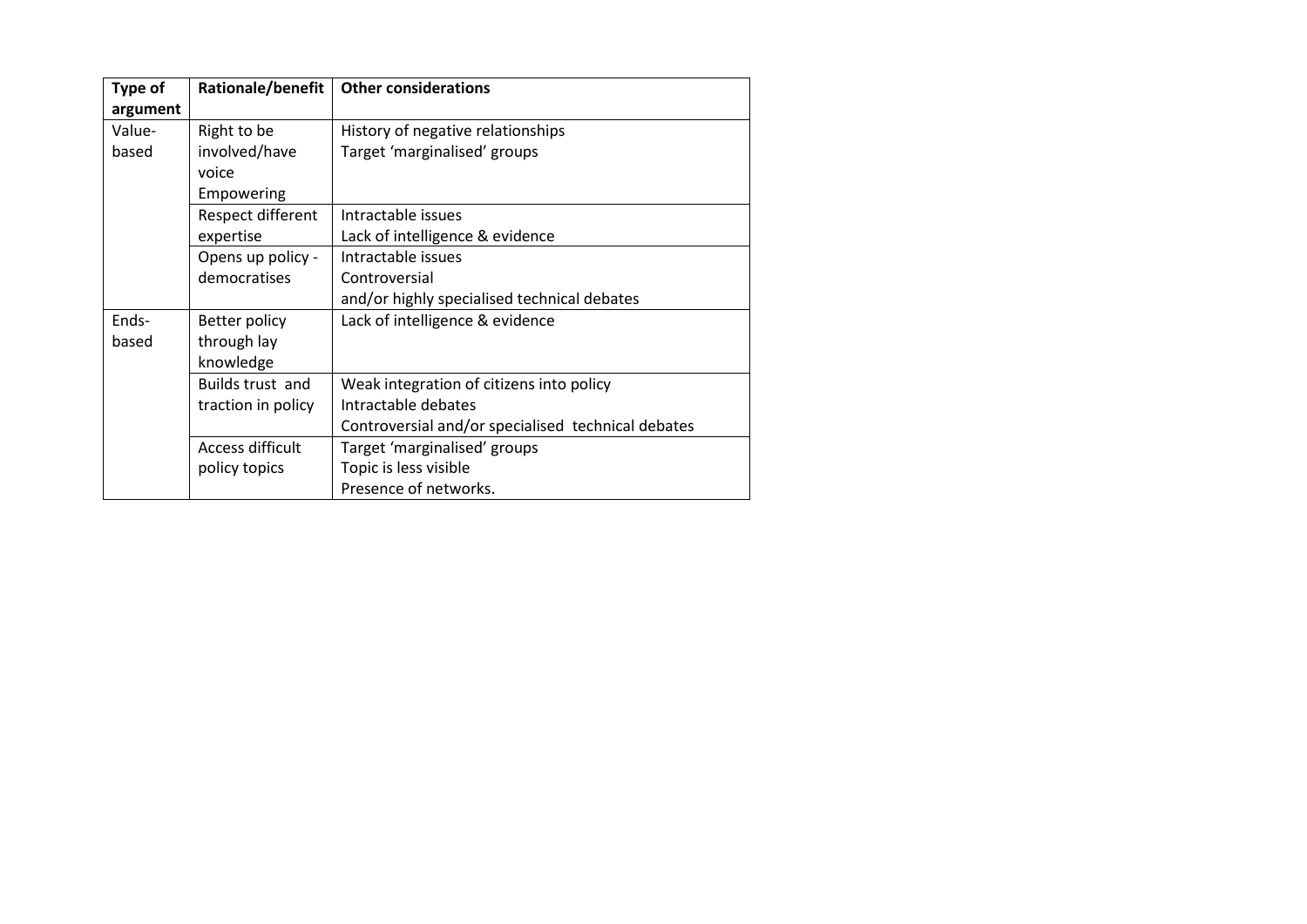| Type of argument | Rationale/benefit | Other considerations |
|---|---|---|
| Value-based | Right to be involved/have voice Empowering | History of negative relationships Target 'marginalised' groups |
| | Respect different expertise | Intractable issues Lack of intelligence & evidence |
| | Opens up policy - democratises | Intractable issues Controversial and/or highly specialised technical debates |
| Ends-based | Better policy through lay knowledge | Lack of intelligence & evidence |
| | Builds trust and traction in policy | Weak integration of citizens into policy Intractable debates Controversial and/or specialised technical debates |
| | Access difficult policy topics | Target 'marginalised' groups Topic is less visible Presence of networks. |